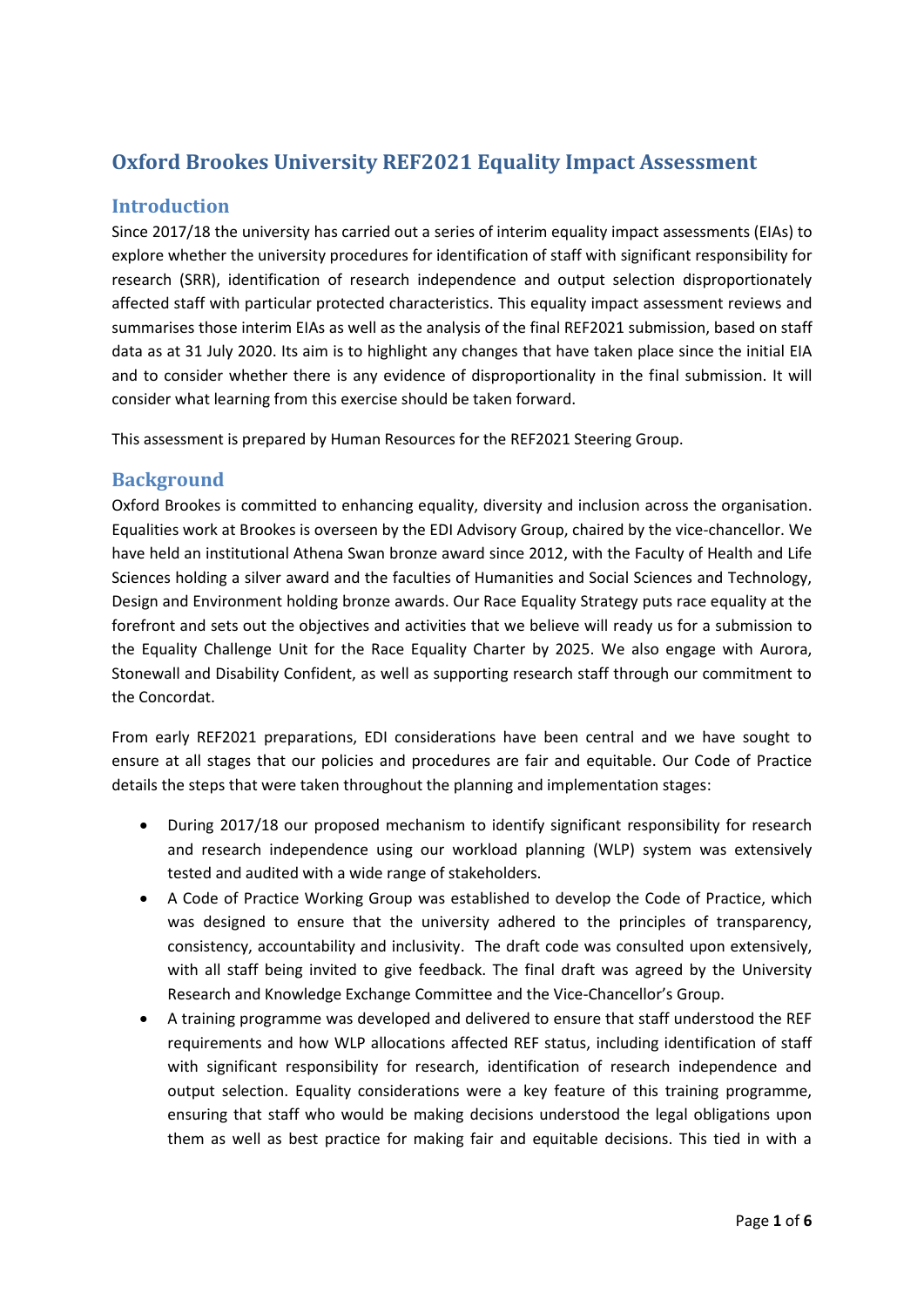# Oxford Brookes University REF2021 Equality Impact Assessment

## Introduction

Since 2017/18 the university has carried out a series of interim equality impact assessments (EIAs) to explore whether the university procedures for identification of staff with significant responsibility for research (SRR), identification of research independence and output selection disproportionately affected staff with particular protected characteristics. This equality impact assessment reviews and summarises those interim EIAs as well as the analysis of the final REF2021 submission, based on staff data as at 31 July 2020. Its aim is to highlight any changes that have taken place since the initial EIA and to consider whether there is any evidence of disproportionality in the final submission. It will consider what learning from this exercise should be taken forward.

This assessment is prepared by Human Resources for the REF2021 Steering Group.

## Background

Oxford Brookes is committed to enhancing equality, diversity and inclusion across the organisation. Equalities work at Brookes is overseen by the EDI Advisory Group, chaired by the vice-chancellor. We have held an institutional Athena Swan bronze award since 2012, with the Faculty of Health and Life Sciences holding a silver award and the faculties of Humanities and Social Sciences and Technology, Design and Environment holding bronze awards. Our Race Equality Strategy puts race equality at the forefront and sets out the objectives and activities that we believe will ready us for a submission to the Equality Challenge Unit for the Race Equality Charter by 2025. We also engage with Aurora, Stonewall and Disability Confident, as well as supporting research staff through our commitment to the Concordat.

From early REF2021 preparations, EDI considerations have been central and we have sought to ensure at all stages that our policies and procedures are fair and equitable. Our Code of Practice details the steps that were taken throughout the planning and implementation stages:

- During 2017/18 our proposed mechanism to identify significant responsibility for research and research independence using our workload planning (WLP) system was extensively tested and audited with a wide range of stakeholders.
- A Code of Practice Working Group was established to develop the Code of Practice, which was designed to ensure that the university adhered to the principles of transparency, consistency, accountability and inclusivity. The draft code was consulted upon extensively, with all staff being invited to give feedback. The final draft was agreed by the University Research and Knowledge Exchange Committee and the Vice-Chancellor's Group.
- A training programme was developed and delivered to ensure that staff understood the REF requirements and how WLP allocations affected REF status, including identification of staff with significant responsibility for research, identification of research independence and output selection. Equality considerations were a key feature of this training programme, ensuring that staff who would be making decisions understood the legal obligations upon them as well as best practice for making fair and equitable decisions. This tied in with a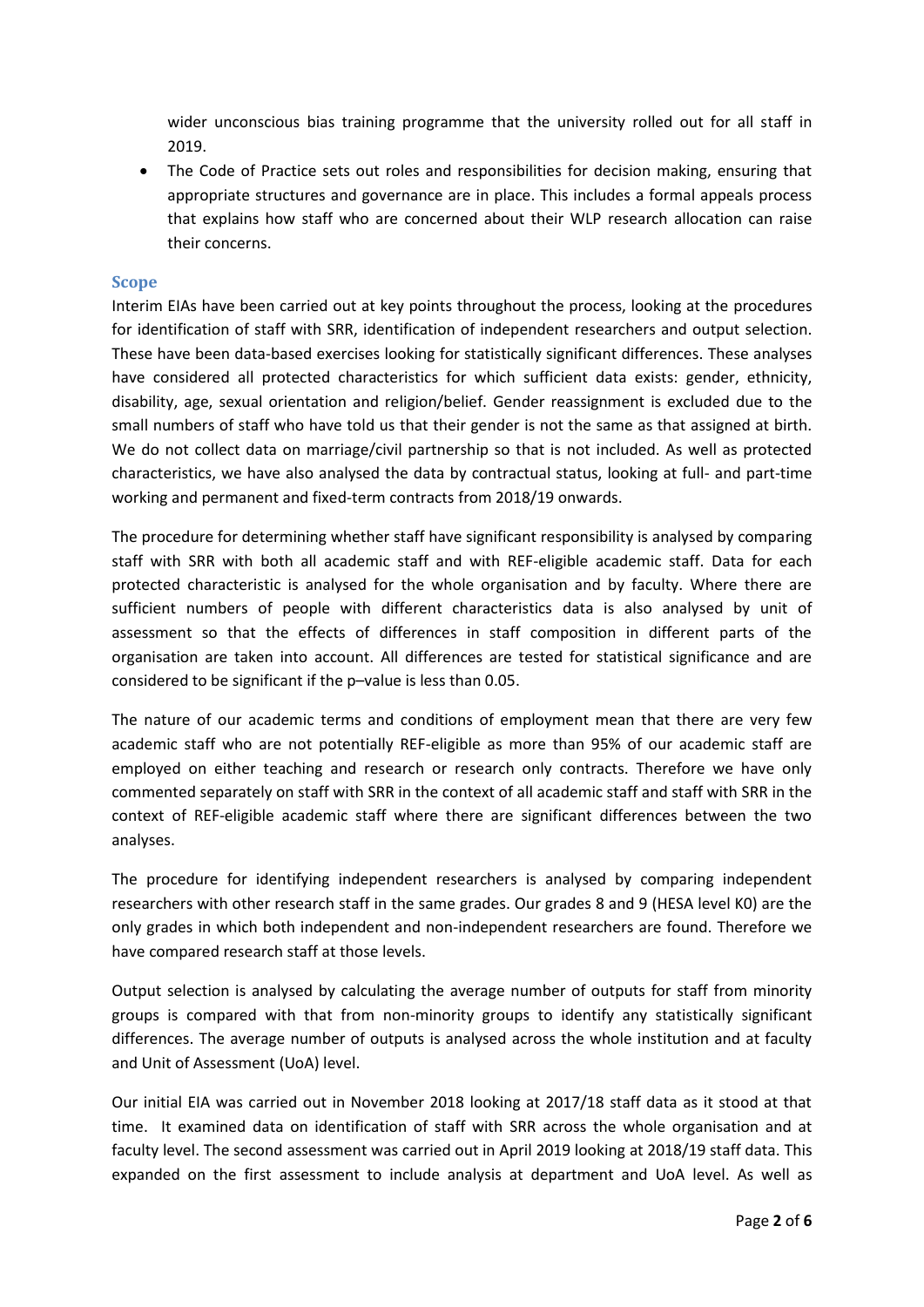wider unconscious bias training programme that the university rolled out for all staff in 2019.

- The Code of Practice sets out roles and responsibilities for decision making, ensuring that appropriate structures and governance are in place. This includes a formal appeals process that explains how staff who are concerned about their WLP research allocation can raise their concerns.

## Scope

Interim EIAs have been carried out at key points throughout the process, looking at the procedures for identification of staff with SRR, identification of independent researchers and output selection. These have been data-based exercises looking for statistically significant differences. These analyses have considered all protected characteristics for which sufficient data exists: gender, ethnicity, disability, age, sexual orientation and religion/belief. Gender reassignment is excluded due to the small numbers of staff who have told us that their gender is not the same as that assigned at birth. We do not collect data on marriage/civil partnership so that is not included. As well as protected characteristics, we have also analysed the data by contractual status, looking at full- and part-time working and permanent and fixed-term contracts from 2018/19 onwards.

The procedure for determining whether staff have significant responsibility is analysed by comparing staff with SRR with both all academic staff and with REF-eligible academic staff. Data for each protected characteristic is analysed for the whole organisation and by faculty. Where there are sufficient numbers of people with different characteristics data is also analysed by unit of assessment so that the effects of differences in staff composition in different parts of the organisation are taken into account. All differences are tested for statistical significance and are considered to be significant if the p–value is less than 0.05.

The nature of our academic terms and conditions of employment mean that there are very few academic staff who are not potentially REF-eligible as more than 95% of our academic staff are employed on either teaching and research or research only contracts. Therefore we have only commented separately on staff with SRR in the context of all academic staff and staff with SRR in the context of REF-eligible academic staff where there are significant differences between the two analyses.

The procedure for identifying independent researchers is analysed by comparing independent researchers with other research staff in the same grades. Our grades 8 and 9 (HESA level K0) are the only grades in which both independent and non-independent researchers are found. Therefore we have compared research staff at those levels.

Output selection is analysed by calculating the average number of outputs for staff from minority groups is compared with that from non-minority groups to identify any statistically significant differences. The average number of outputs is analysed across the whole institution and at faculty and Unit of Assessment (UoA) level.

Our initial EIA was carried out in November 2018 looking at 2017/18 staff data as it stood at that time. It examined data on identification of staff with SRR across the whole organisation and at faculty level. The second assessment was carried out in April 2019 looking at 2018/19 staff data. This expanded on the first assessment to include analysis at department and UoA level. As well as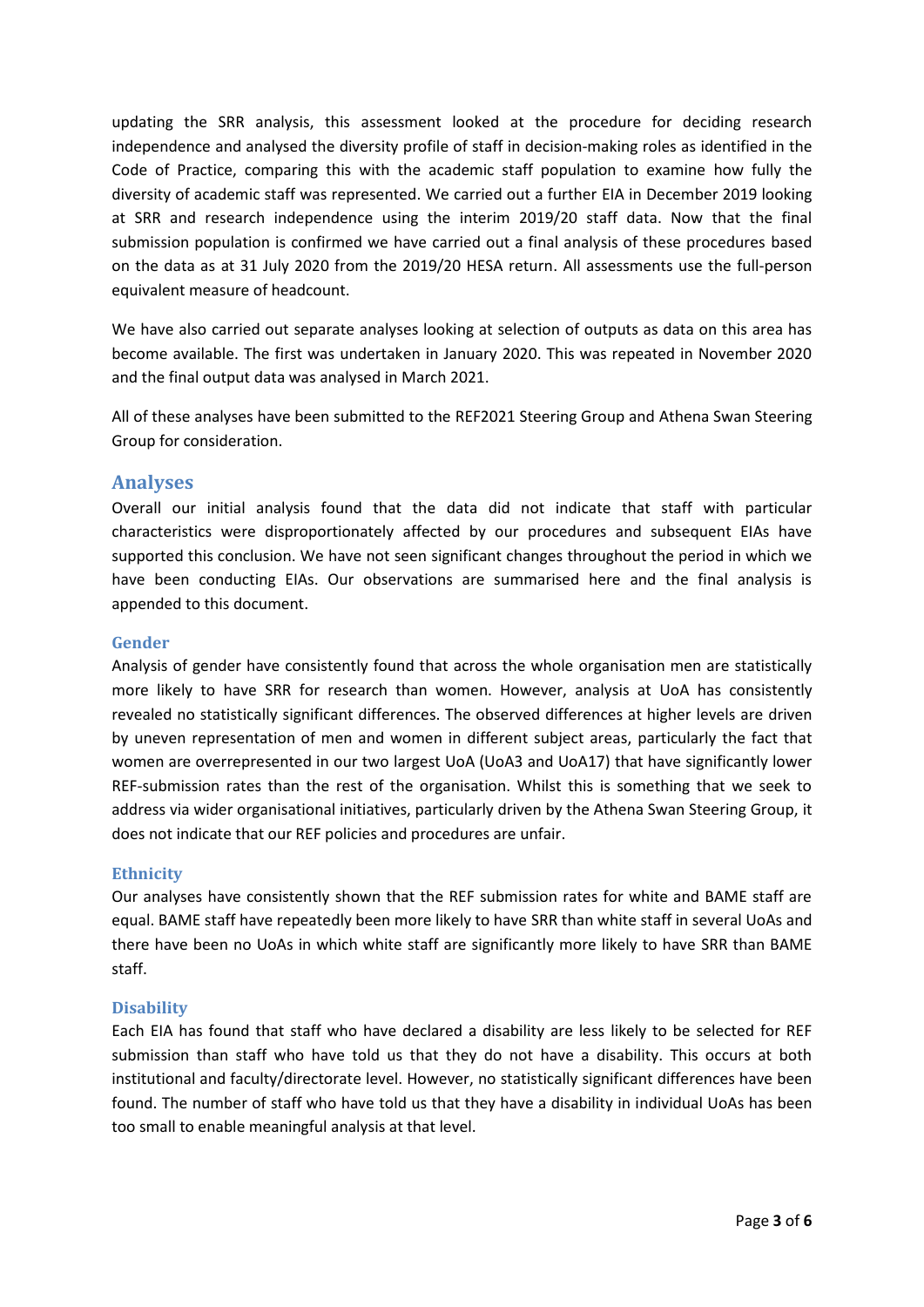updating the SRR analysis, this assessment looked at the procedure for deciding research independence and analysed the diversity profile of staff in decision-making roles as identified in the Code of Practice, comparing this with the academic staff population to examine how fully the diversity of academic staff was represented. We carried out a further EIA in December 2019 looking at SRR and research independence using the interim 2019/20 staff data. Now that the final submission population is confirmed we have carried out a final analysis of these procedures based on the data as at 31 July 2020 from the 2019/20 HESA return. All assessments use the full-person equivalent measure of headcount.

We have also carried out separate analyses looking at selection of outputs as data on this area has become available. The first was undertaken in January 2020. This was repeated in November 2020 and the final output data was analysed in March 2021.

All of these analyses have been submitted to the REF2021 Steering Group and Athena Swan Steering Group for consideration.

## Analyses

Overall our initial analysis found that the data did not indicate that staff with particular characteristics were disproportionately affected by our procedures and subsequent EIAs have supported this conclusion. We have not seen significant changes throughout the period in which we have been conducting EIAs. Our observations are summarised here and the final analysis is appended to this document.

### Gender

Analysis of gender have consistently found that across the whole organisation men are statistically more likely to have SRR for research than women. However, analysis at UoA has consistently revealed no statistically significant differences. The observed differences at higher levels are driven by uneven representation of men and women in different subject areas, particularly the fact that women are overrepresented in our two largest UoA (UoA3 and UoA17) that have significantly lower REF-submission rates than the rest of the organisation. Whilst this is something that we seek to address via wider organisational initiatives, particularly driven by the Athena Swan Steering Group, it does not indicate that our REF policies and procedures are unfair.

### Ethnicity

Our analyses have consistently shown that the REF submission rates for white and BAME staff are equal. BAME staff have repeatedly been more likely to have SRR than white staff in several UoAs and there have been no UoAs in which white staff are significantly more likely to have SRR than BAME staff.

### Disability

Each EIA has found that staff who have declared a disability are less likely to be selected for REF submission than staff who have told us that they do not have a disability. This occurs at both institutional and faculty/directorate level. However, no statistically significant differences have been found. The number of staff who have told us that they have a disability in individual UoAs has been too small to enable meaningful analysis at that level.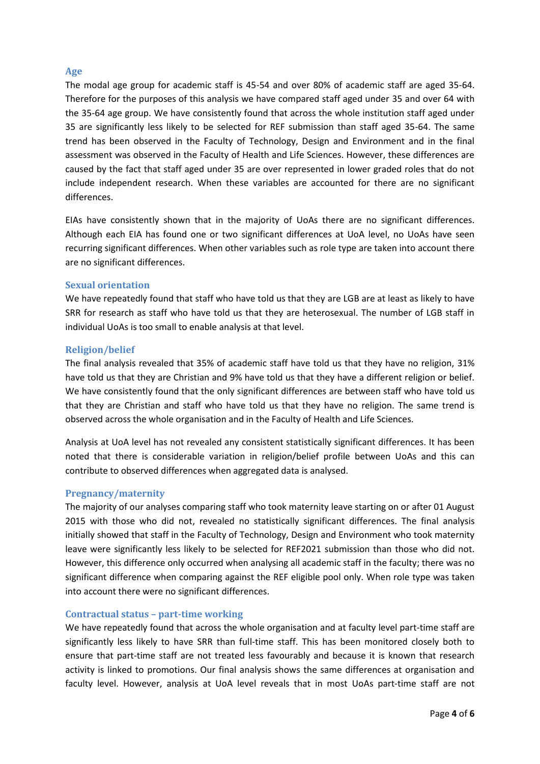### Age

The modal age group for academic staff is 45-54 and over 80% of academic staff are aged 35-64. Therefore for the purposes of this analysis we have compared staff aged under 35 and over 64 with the 35-64 age group. We have consistently found that across the whole institution staff aged under 35 are significantly less likely to be selected for REF submission than staff aged 35-64. The same trend has been observed in the Faculty of Technology, Design and Environment and in the final assessment was observed in the Faculty of Health and Life Sciences. However, these differences are caused by the fact that staff aged under 35 are over represented in lower graded roles that do not include independent research. When these variables are accounted for there are no significant differences.

EIAs have consistently shown that in the majority of UoAs there are no significant differences. Although each EIA has found one or two significant differences at UoA level, no UoAs have seen recurring significant differences. When other variables such as role type are taken into account there are no significant differences.

### Sexual orientation

We have repeatedly found that staff who have told us that they are LGB are at least as likely to have SRR for research as staff who have told us that they are heterosexual. The number of LGB staff in individual UoAs is too small to enable analysis at that level.

### Religion/belief

The final analysis revealed that 35% of academic staff have told us that they have no religion, 31% have told us that they are Christian and 9% have told us that they have a different religion or belief. We have consistently found that the only significant differences are between staff who have told us that they are Christian and staff who have told us that they have no religion. The same trend is observed across the whole organisation and in the Faculty of Health and Life Sciences.

Analysis at UoA level has not revealed any consistent statistically significant differences. It has been noted that there is considerable variation in religion/belief profile between UoAs and this can contribute to observed differences when aggregated data is analysed.

### Pregnancy/maternity

The majority of our analyses comparing staff who took maternity leave starting on or after 01 August 2015 with those who did not, revealed no statistically significant differences. The final analysis initially showed that staff in the Faculty of Technology, Design and Environment who took maternity leave were significantly less likely to be selected for REF2021 submission than those who did not. However, this difference only occurred when analysing all academic staff in the faculty; there was no significant difference when comparing against the REF eligible pool only. When role type was taken into account there were no significant differences.

### Contractual status – part-time working

We have repeatedly found that across the whole organisation and at faculty level part-time staff are significantly less likely to have SRR than full-time staff. This has been monitored closely both to ensure that part-time staff are not treated less favourably and because it is known that research activity is linked to promotions. Our final analysis shows the same differences at organisation and faculty level. However, analysis at UoA level reveals that in most UoAs part-time staff are not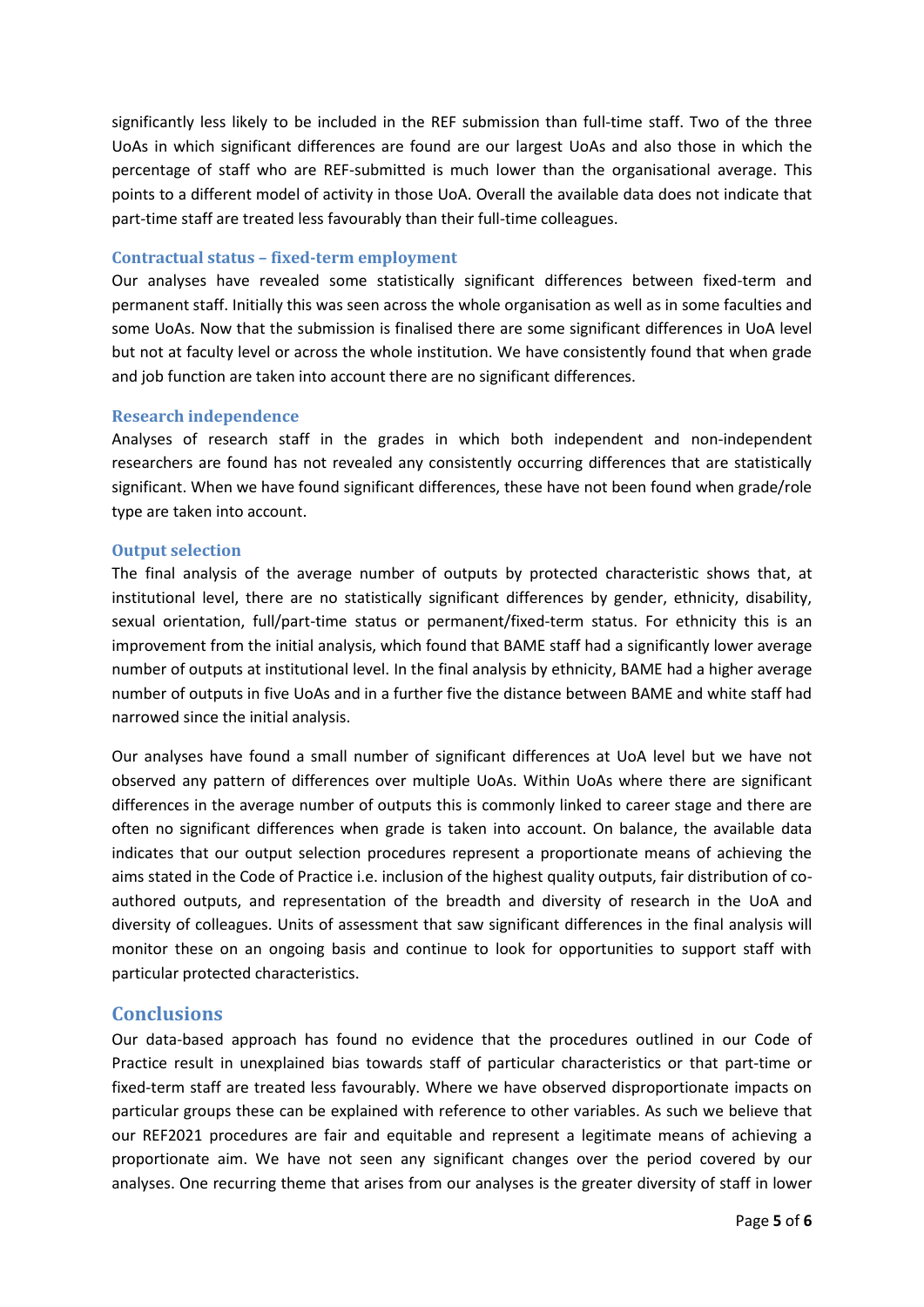significantly less likely to be included in the REF submission than full-time staff. Two of the three UoAs in which significant differences are found are our largest UoAs and also those in which the percentage of staff who are REF-submitted is much lower than the organisational average. This points to a different model of activity in those UoA. Overall the available data does not indicate that part-time staff are treated less favourably than their full-time colleagues.

### Contractual status – fixed-term employment

Our analyses have revealed some statistically significant differences between fixed-term and permanent staff. Initially this was seen across the whole organisation as well as in some faculties and some UoAs. Now that the submission is finalised there are some significant differences in UoA level but not at faculty level or across the whole institution. We have consistently found that when grade and job function are taken into account there are no significant differences.

### Research independence

Analyses of research staff in the grades in which both independent and non-independent researchers are found has not revealed any consistently occurring differences that are statistically significant. When we have found significant differences, these have not been found when grade/role type are taken into account.

### Output selection

The final analysis of the average number of outputs by protected characteristic shows that, at institutional level, there are no statistically significant differences by gender, ethnicity, disability, sexual orientation, full/part-time status or permanent/fixed-term status. For ethnicity this is an improvement from the initial analysis, which found that BAME staff had a significantly lower average number of outputs at institutional level. In the final analysis by ethnicity, BAME had a higher average number of outputs in five UoAs and in a further five the distance between BAME and white staff had narrowed since the initial analysis.

Our analyses have found a small number of significant differences at UoA level but we have not observed any pattern of differences over multiple UoAs. Within UoAs where there are significant differences in the average number of outputs this is commonly linked to career stage and there are often no significant differences when grade is taken into account. On balance, the available data indicates that our output selection procedures represent a proportionate means of achieving the aims stated in the Code of Practice i.e. inclusion of the highest quality outputs, fair distribution of co-authored outputs, and representation of the breadth and diversity of research in the UoA and diversity of colleagues. Units of assessment that saw significant differences in the final analysis will monitor these on an ongoing basis and continue to look for opportunities to support staff with particular protected characteristics.

## Conclusions

Our data-based approach has found no evidence that the procedures outlined in our Code of Practice result in unexplained bias towards staff of particular characteristics or that part-time or fixed-term staff are treated less favourably. Where we have observed disproportionate impacts on particular groups these can be explained with reference to other variables. As such we believe that our REF2021 procedures are fair and equitable and represent a legitimate means of achieving a proportionate aim. We have not seen any significant changes over the period covered by our analyses. One recurring theme that arises from our analyses is the greater diversity of staff in lower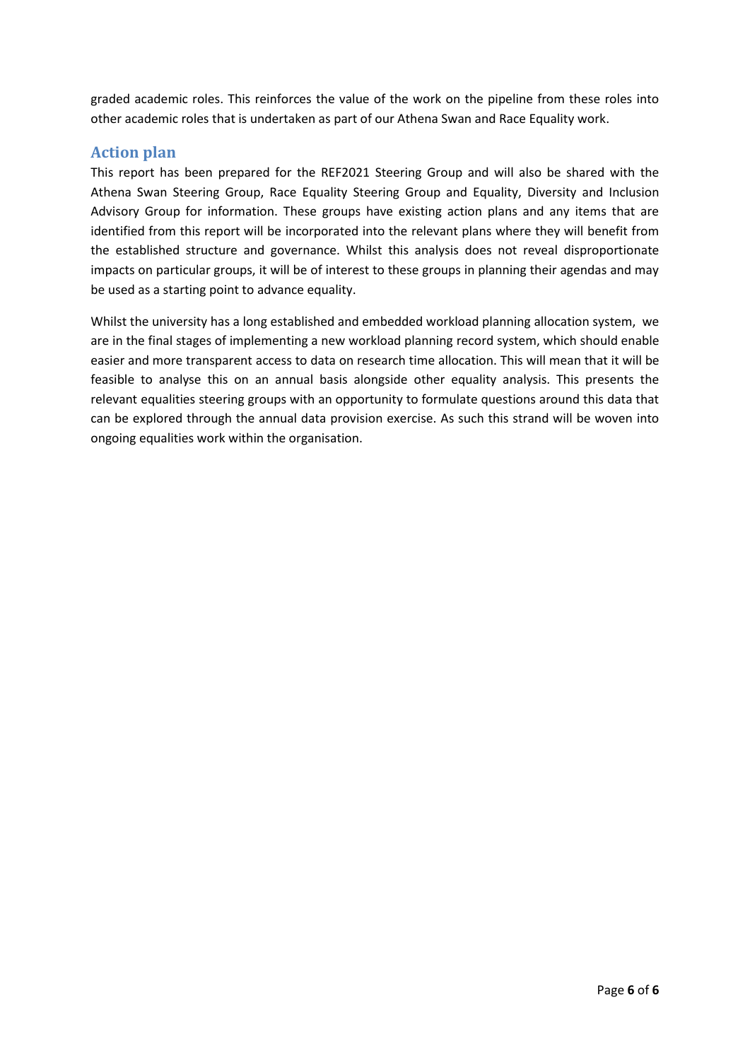graded academic roles. This reinforces the value of the work on the pipeline from these roles into other academic roles that is undertaken as part of our Athena Swan and Race Equality work.

## Action plan

This report has been prepared for the REF2021 Steering Group and will also be shared with the Athena Swan Steering Group, Race Equality Steering Group and Equality, Diversity and Inclusion Advisory Group for information. These groups have existing action plans and any items that are identified from this report will be incorporated into the relevant plans where they will benefit from the established structure and governance. Whilst this analysis does not reveal disproportionate impacts on particular groups, it will be of interest to these groups in planning their agendas and may be used as a starting point to advance equality.

Whilst the university has a long established and embedded workload planning allocation system, we are in the final stages of implementing a new workload planning record system, which should enable easier and more transparent access to data on research time allocation. This will mean that it will be feasible to analyse this on an annual basis alongside other equality analysis. This presents the relevant equalities steering groups with an opportunity to formulate questions around this data that can be explored through the annual data provision exercise. As such this strand will be woven into ongoing equalities work within the organisation.